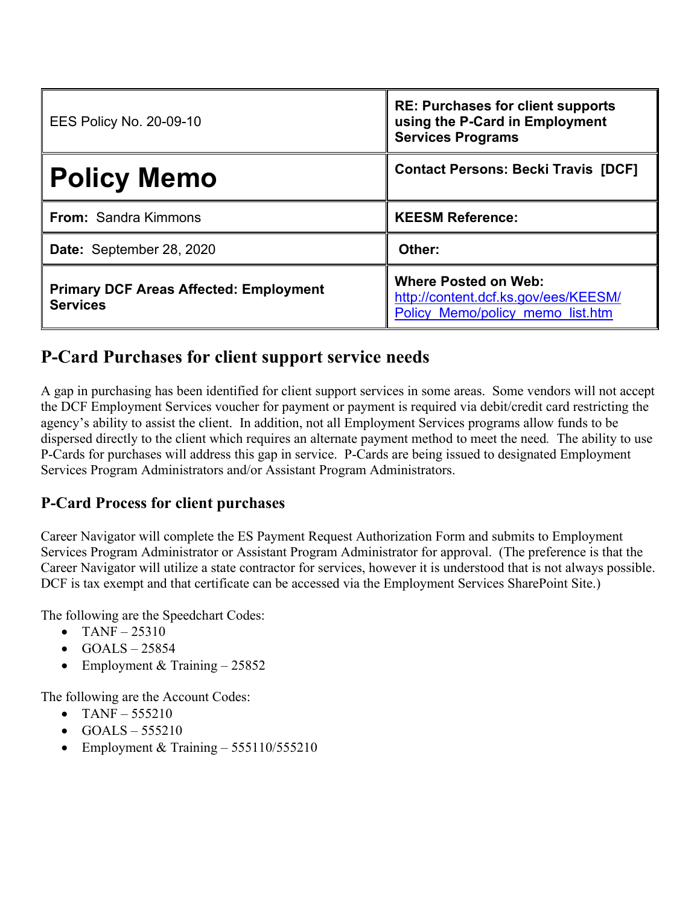| EES Policy No. 20-09-10 | **RE: Purchases for client supports using the P-Card in Employment Services Programs** |
|---|---|
| **Policy Memo** | **Contact Persons: Becki Travis [DCF]** |
| **From:** Sandra Kimmons | **KEESM Reference:** |
| **Date:** September 28, 2020 | **Other:** |
| **Primary DCF Areas Affected: Employment Services** | **Where Posted on Web:** http://content.dcf.ks.gov/ees/KEESM/Policy_Memo/policy_memo_list.htm |

## P-Card Purchases for client support service needs

A gap in purchasing has been identified for client support services in some areas. Some vendors will not accept the DCF Employment Services voucher for payment or payment is required via debit/credit card restricting the agency's ability to assist the client. In addition, not all Employment Services programs allow funds to be dispersed directly to the client which requires an alternate payment method to meet the need. The ability to use P-Cards for purchases will address this gap in service. P-Cards are being issued to designated Employment Services Program Administrators and/or Assistant Program Administrators.

### P-Card Process for client purchases

Career Navigator will complete the ES Payment Request Authorization Form and submits to Employment Services Program Administrator or Assistant Program Administrator for approval. (The preference is that the Career Navigator will utilize a state contractor for services, however it is understood that is not always possible. DCF is tax exempt and that certificate can be accessed via the Employment Services SharePoint Site.)

The following are the Speedchart Codes:

- TANF – 25310
- GOALS – 25854
- Employment & Training – 25852

The following are the Account Codes:

- TANF – 555210
- GOALS – 555210
- Employment & Training – 555110/555210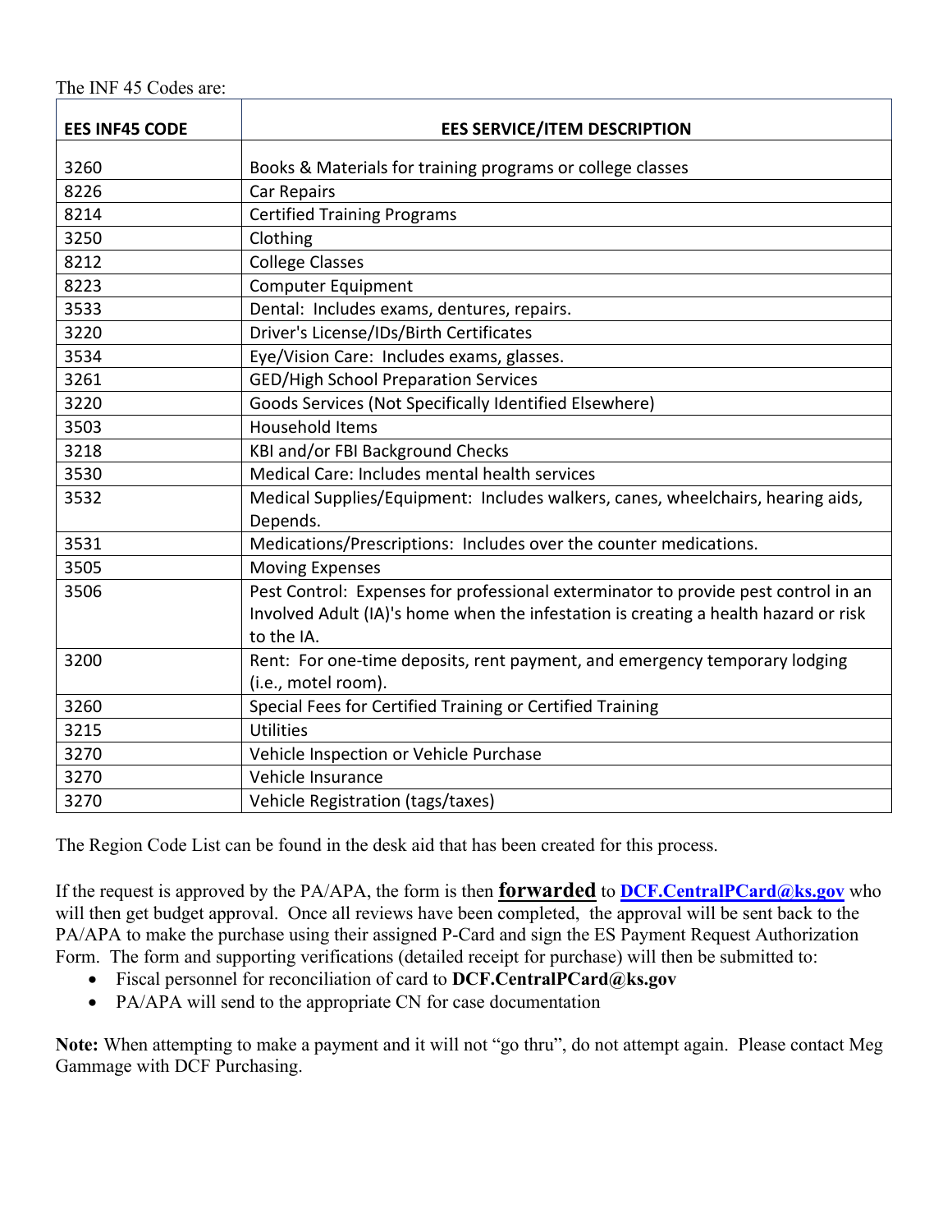The INF 45 Codes are:

| EES INF45 CODE | EES SERVICE/ITEM DESCRIPTION |
|---|---|
| 3260 | Books & Materials for training programs or college classes |
| 8226 | Car Repairs |
| 8214 | Certified Training Programs |
| 3250 | Clothing |
| 8212 | College Classes |
| 8223 | Computer Equipment |
| 3533 | Dental: Includes exams, dentures, repairs. |
| 3220 | Driver's License/IDs/Birth Certificates |
| 3534 | Eye/Vision Care: Includes exams, glasses. |
| 3261 | GED/High School Preparation Services |
| 3220 | Goods Services (Not Specifically Identified Elsewhere) |
| 3503 | Household Items |
| 3218 | KBI and/or FBI Background Checks |
| 3530 | Medical Care: Includes mental health services |
| 3532 | Medical Supplies/Equipment: Includes walkers, canes, wheelchairs, hearing aids, Depends. |
| 3531 | Medications/Prescriptions: Includes over the counter medications. |
| 3505 | Moving Expenses |
| 3506 | Pest Control: Expenses for professional exterminator to provide pest control in an Involved Adult (IA)'s home when the infestation is creating a health hazard or risk to the IA. |
| 3200 | Rent: For one-time deposits, rent payment, and emergency temporary lodging (i.e., motel room). |
| 3260 | Special Fees for Certified Training or Certified Training |
| 3215 | Utilities |
| 3270 | Vehicle Inspection or Vehicle Purchase |
| 3270 | Vehicle Insurance |
| 3270 | Vehicle Registration (tags/taxes) |

The Region Code List can be found in the desk aid that has been created for this process.

If the request is approved by the PA/APA, the form is then **forwarded** to **DCF.CentralPCard@ks.gov** who will then get budget approval. Once all reviews have been completed, the approval will be sent back to the PA/APA to make the purchase using their assigned P-Card and sign the ES Payment Request Authorization Form. The form and supporting verifications (detailed receipt for purchase) will then be submitted to:

- Fiscal personnel for reconciliation of card to **DCF.CentralPCard@ks.gov**
- PA/APA will send to the appropriate CN for case documentation

**Note:** When attempting to make a payment and it will not "go thru", do not attempt again. Please contact Meg Gammage with DCF Purchasing.